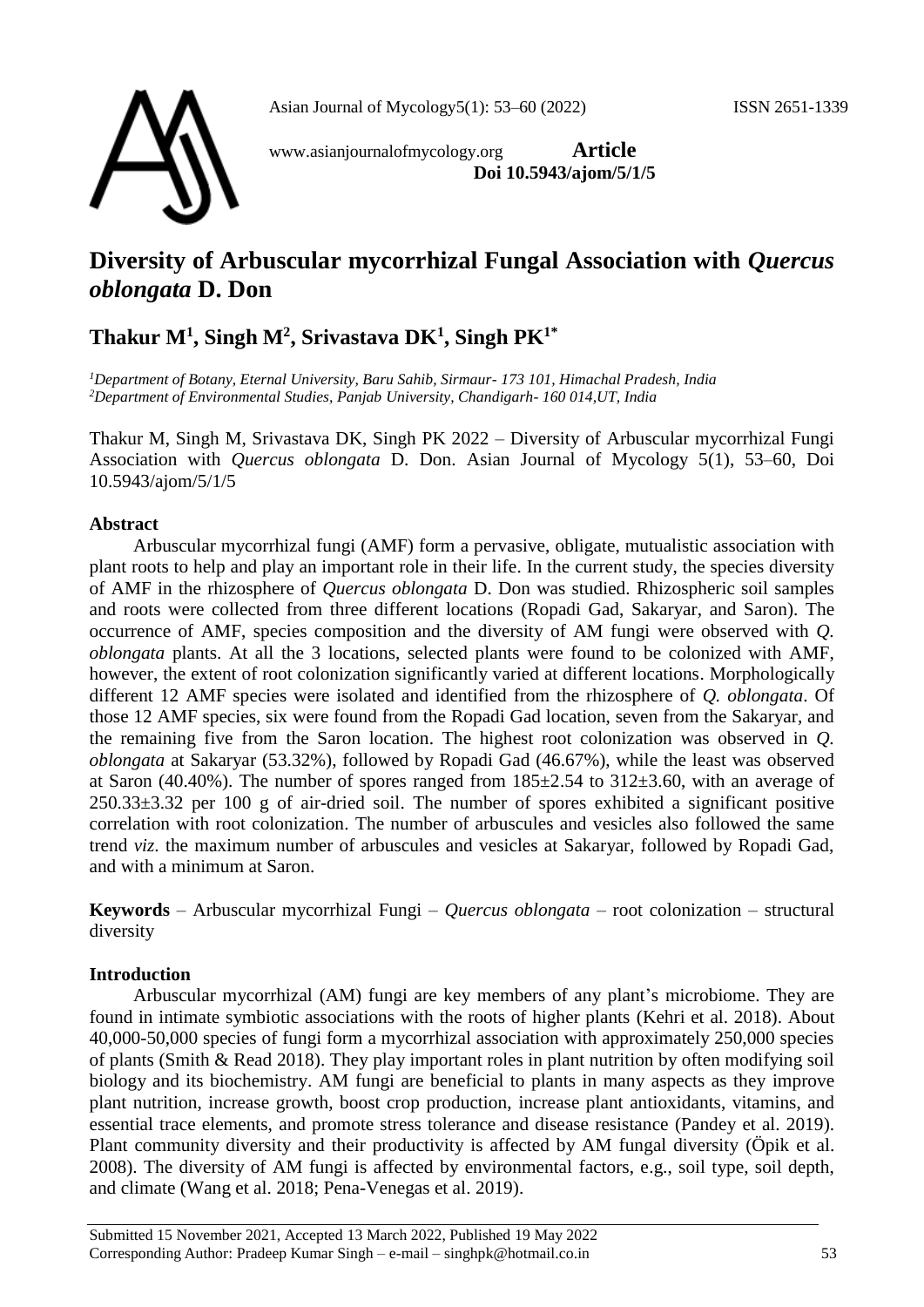www.asianjournalofmycology.org **Article**
**Doi 10.5943/ajom/5/1/5**

# Diversity of Arbuscular mycorrhizal Fungal Association with *Quercus oblongata* D. Don

## Thakur M[1], Singh M[2], Srivastava DK[1], Singh PK[1*]

*[1]Department of Botany, Eternal University, Baru Sahib, Sirmaur- 173 101, Himachal Pradesh, India*
*[2]Department of Environmental Studies, Panjab University, Chandigarh- 160 014,UT, India*

Thakur M, Singh M, Srivastava DK, Singh PK 2022 – Diversity of Arbuscular mycorrhizal Fungi Association with *Quercus oblongata* D. Don. Asian Journal of Mycology 5(1), 53–60, Doi 10.5943/ajom/5/1/5

### Abstract

Arbuscular mycorrhizal fungi (AMF) form a pervasive, obligate, mutualistic association with plant roots to help and play an important role in their life. In the current study, the species diversity of AMF in the rhizosphere of *Quercus oblongata* D. Don was studied. Rhizospheric soil samples and roots were collected from three different locations (Ropadi Gad, Sakaryar, and Saron). The occurrence of AMF, species composition and the diversity of AM fungi were observed with *Q. oblongata* plants. At all the 3 locations, selected plants were found to be colonized with AMF, however, the extent of root colonization significantly varied at different locations. Morphologically different 12 AMF species were isolated and identified from the rhizosphere of *Q. oblongata*. Of those 12 AMF species, six were found from the Ropadi Gad location, seven from the Sakaryar, and the remaining five from the Saron location. The highest root colonization was observed in *Q. oblongata* at Sakaryar (53.32%), followed by Ropadi Gad (46.67%), while the least was observed at Saron (40.40%). The number of spores ranged from 185±2.54 to 312±3.60, with an average of 250.33±3.32 per 100 g of air-dried soil. The number of spores exhibited a significant positive correlation with root colonization. The number of arbuscules and vesicles also followed the same trend *viz*. the maximum number of arbuscules and vesicles at Sakaryar, followed by Ropadi Gad, and with a minimum at Saron.

**Keywords** – Arbuscular mycorrhizal Fungi – *Quercus oblongata* – root colonization – structural diversity

### Introduction

Arbuscular mycorrhizal (AM) fungi are key members of any plant's microbiome. They are found in intimate symbiotic associations with the roots of higher plants (Kehri et al. 2018). About 40,000-50,000 species of fungi form a mycorrhizal association with approximately 250,000 species of plants (Smith & Read 2018). They play important roles in plant nutrition by often modifying soil biology and its biochemistry. AM fungi are beneficial to plants in many aspects as they improve plant nutrition, increase growth, boost crop production, increase plant antioxidants, vitamins, and essential trace elements, and promote stress tolerance and disease resistance (Pandey et al. 2019). Plant community diversity and their productivity is affected by AM fungal diversity (Öpik et al. 2008). The diversity of AM fungi is affected by environmental factors, e.g., soil type, soil depth, and climate (Wang et al. 2018; Pena-Venegas et al. 2019).

Submitted 15 November 2021, Accepted 13 March 2022, Published 19 May 2022
Corresponding Author: Pradeep Kumar Singh – e-mail – singhpk@hotmail.co.in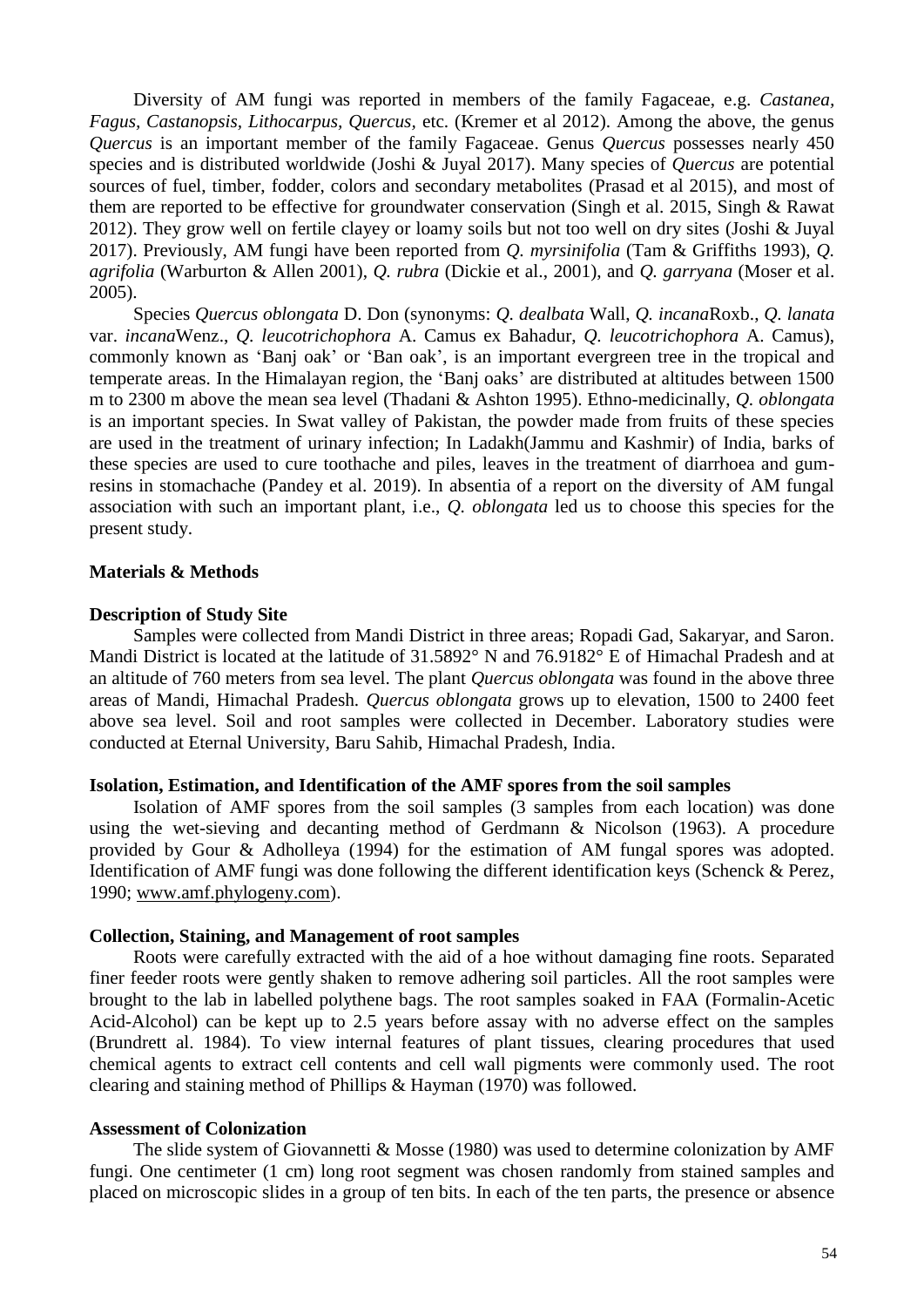Diversity of AM fungi was reported in members of the family Fagaceae, e.g. *Castanea, Fagus, Castanopsis, Lithocarpus, Quercus*, etc. (Kremer et al 2012). Among the above, the genus *Quercus* is an important member of the family Fagaceae. Genus *Quercus* possesses nearly 450 species and is distributed worldwide (Joshi & Juyal 2017). Many species of *Quercus* are potential sources of fuel, timber, fodder, colors and secondary metabolites (Prasad et al 2015), and most of them are reported to be effective for groundwater conservation (Singh et al. 2015, Singh & Rawat 2012). They grow well on fertile clayey or loamy soils but not too well on dry sites (Joshi & Juyal 2017). Previously, AM fungi have been reported from *Q. myrsinifolia* (Tam & Griffiths 1993), *Q. agrifolia* (Warburton & Allen 2001), *Q. rubra* (Dickie et al., 2001), and *Q. garryana* (Moser et al. 2005).

Species *Quercus oblongata* D. Don (synonyms: *Q. dealbata* Wall, *Q. incana*Roxb., *Q. lanata* var. *incana*Wenz., *Q. leucotrichophora* A. Camus ex Bahadur, *Q. leucotrichophora* A. Camus), commonly known as 'Banj oak' or 'Ban oak', is an important evergreen tree in the tropical and temperate areas. In the Himalayan region, the 'Banj oaks' are distributed at altitudes between 1500 m to 2300 m above the mean sea level (Thadani & Ashton 1995). Ethno-medicinally, *Q. oblongata* is an important species. In Swat valley of Pakistan, the powder made from fruits of these species are used in the treatment of urinary infection; In Ladakh(Jammu and Kashmir) of India, barks of these species are used to cure toothache and piles, leaves in the treatment of diarrhoea and gum-resins in stomachache (Pandey et al. 2019). In absentia of a report on the diversity of AM fungal association with such an important plant, i.e., *Q. oblongata* led us to choose this species for the present study.

## Materials & Methods

### Description of Study Site

Samples were collected from Mandi District in three areas; Ropadi Gad, Sakaryar, and Saron. Mandi District is located at the latitude of 31.5892° N and 76.9182° E of Himachal Pradesh and at an altitude of 760 meters from sea level. The plant *Quercus oblongata* was found in the above three areas of Mandi, Himachal Pradesh. *Quercus oblongata* grows up to elevation, 1500 to 2400 feet above sea level. Soil and root samples were collected in December. Laboratory studies were conducted at Eternal University, Baru Sahib, Himachal Pradesh, India.

### Isolation, Estimation, and Identification of the AMF spores from the soil samples

Isolation of AMF spores from the soil samples (3 samples from each location) was done using the wet-sieving and decanting method of Gerdmann & Nicolson (1963). A procedure provided by Gour & Adholleya (1994) for the estimation of AM fungal spores was adopted. Identification of AMF fungi was done following the different identification keys (Schenck & Perez, 1990; www.amf.phylogeny.com).

### Collection, Staining, and Management of root samples

Roots were carefully extracted with the aid of a hoe without damaging fine roots. Separated finer feeder roots were gently shaken to remove adhering soil particles. All the root samples were brought to the lab in labelled polythene bags. The root samples soaked in FAA (Formalin-Acetic Acid-Alcohol) can be kept up to 2.5 years before assay with no adverse effect on the samples (Brundrett al. 1984). To view internal features of plant tissues, clearing procedures that used chemical agents to extract cell contents and cell wall pigments were commonly used. The root clearing and staining method of Phillips & Hayman (1970) was followed.

### Assessment of Colonization

The slide system of Giovannetti & Mosse (1980) was used to determine colonization by AMF fungi. One centimeter (1 cm) long root segment was chosen randomly from stained samples and placed on microscopic slides in a group of ten bits. In each of the ten parts, the presence or absence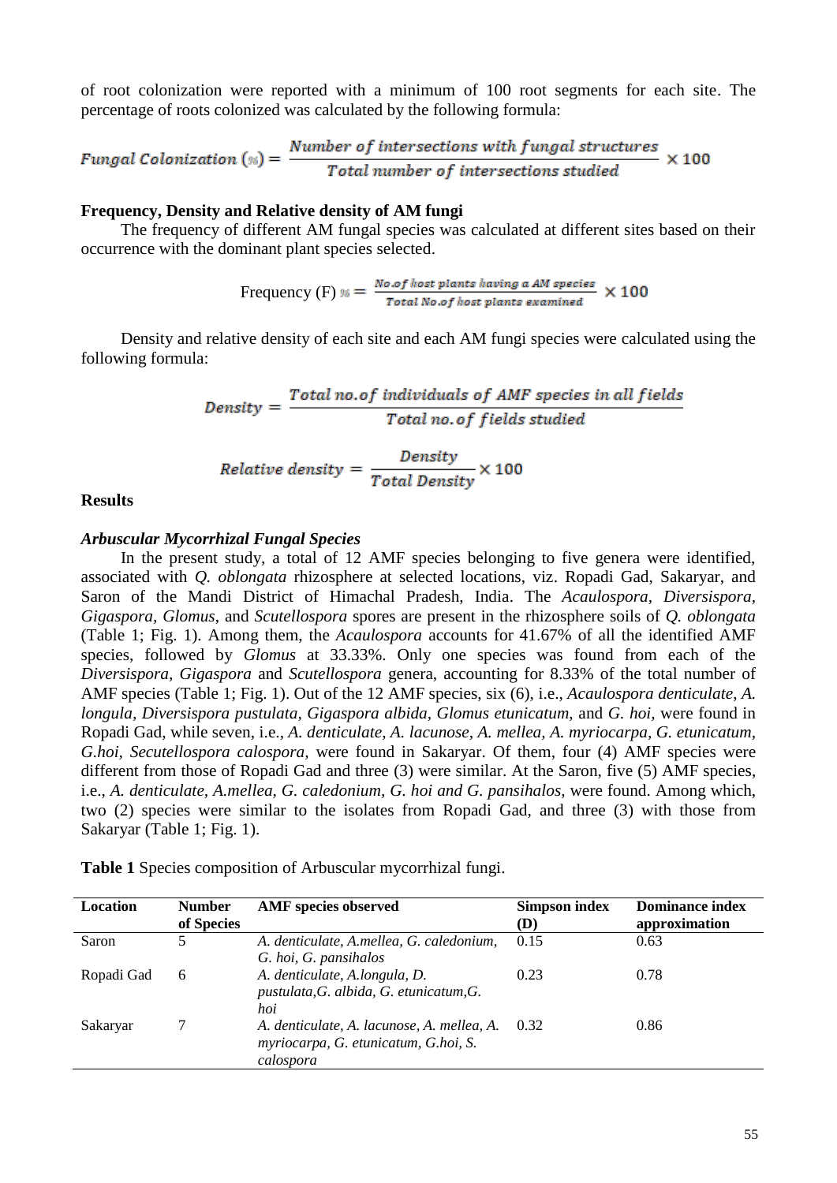of root colonization were reported with a minimum of 100 root segments for each site. The percentage of roots colonized was calculated by the following formula:

$$Fungal\ Colonization\ (\%) = \frac{Number\ of\ intersections\ with\ fungal\ structures}{Total\ number\ of\ intersections\ studied} \times 100$$

**Frequency, Density and Relative density of AM fungi**

The frequency of different AM fungal species was calculated at different sites based on their occurrence with the dominant plant species selected.

$$\text{Frequency (F)}\ \% = \frac{No.of\ host\ plants\ having\ a\ AM\ species}{Total\ No.of\ host\ plants\ examined} \times 100$$

Density and relative density of each site and each AM fungi species were calculated using the following formula:

$$Density = \frac{Total\ no.of\ individuals\ of\ AMF\ species\ in\ all\ fields}{Total\ no.of\ fields\ studied}$$

$$Relative\ density = \frac{Density}{Total\ Density} \times 100$$

**Results**

***Arbuscular Mycorrhizal Fungal Species***

In the present study, a total of 12 AMF species belonging to five genera were identified, associated with *Q. oblongata* rhizosphere at selected locations, viz. Ropadi Gad, Sakaryar, and Saron of the Mandi District of Himachal Pradesh, India. The *Acaulospora, Diversispora, Gigaspora, Glomus*, and *Scutellospora* spores are present in the rhizosphere soils of *Q. oblongata* (Table 1; Fig. 1). Among them, the *Acaulospora* accounts for 41.67% of all the identified AMF species, followed by *Glomus* at 33.33%. Only one species was found from each of the *Diversispora, Gigaspora* and *Scutellospora* genera, accounting for 8.33% of the total number of AMF species (Table 1; Fig. 1). Out of the 12 AMF species, six (6), i.e., *Acaulospora denticulate, A. longula, Diversispora pustulata, Gigaspora albida, Glomus etunicatum,* and *G. hoi,* were found in Ropadi Gad, while seven, i.e., *A. denticulate, A. lacunose, A. mellea, A. myriocarpa, G. etunicatum, G.hoi, Secutellospora calospora,* were found in Sakaryar. Of them, four (4) AMF species were different from those of Ropadi Gad and three (3) were similar. At the Saron, five (5) AMF species, i.e., *A. denticulate, A.mellea, G. caledonium, G. hoi and G. pansihalos*, were found. Among which, two (2) species were similar to the isolates from Ropadi Gad, and three (3) with those from Sakaryar (Table 1; Fig. 1).

**Table 1** Species composition of Arbuscular mycorrhizal fungi.

| Location | Number of Species | AMF species observed | Simpson index (D) | Dominance index approximation |
|---|---|---|---|---|
| Saron | 5 | *A. denticulate, A.mellea, G. caledonium, G. hoi, G. pansihalos* | 0.15 | 0.63 |
| Ropadi Gad | 6 | *A. denticulate, A.longula, D. pustulata,G. albida, G. etunicatum,G. hoi* | 0.23 | 0.78 |
| Sakaryar | 7 | *A. denticulate, A. lacunose, A. mellea, A. myriocarpa, G. etunicatum, G.hoi, S. calospora* | 0.32 | 0.86 |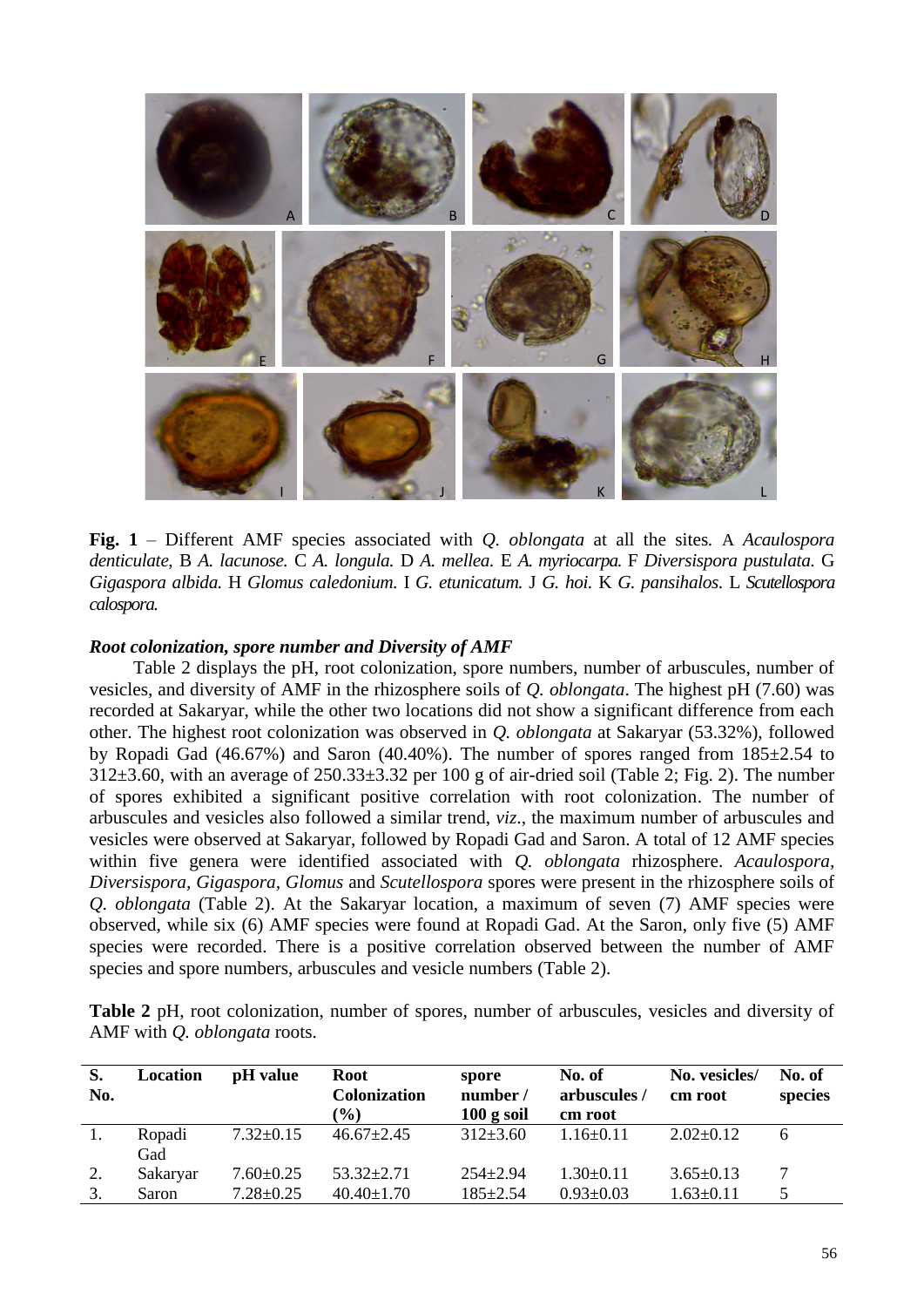**Fig. 1** – Different AMF species associated with *Q. oblongata* at all the sites. A *Acaulospora denticulate*, B *A. lacunose.* C *A. longula.* D *A. mellea.* E *A. myriocarpa.* F *Diversispora pustulata.* G *Gigaspora albida.* H *Glomus caledonium.* I *G. etunicatum.* J *G. hoi.* K *G. pansihalos*. L *Scutellospora calospora.*

### *Root colonization, spore number and Diversity of AMF*

Table 2 displays the pH, root colonization, spore numbers, number of arbuscules, number of vesicles, and diversity of AMF in the rhizosphere soils of *Q. oblongata*. The highest pH (7.60) was recorded at Sakaryar, while the other two locations did not show a significant difference from each other. The highest root colonization was observed in *Q. oblongata* at Sakaryar (53.32%), followed by Ropadi Gad (46.67%) and Saron (40.40%). The number of spores ranged from 185±2.54 to 312±3.60, with an average of 250.33±3.32 per 100 g of air-dried soil (Table 2; Fig. 2). The number of spores exhibited a significant positive correlation with root colonization. The number of arbuscules and vesicles also followed a similar trend, *viz*., the maximum number of arbuscules and vesicles were observed at Sakaryar, followed by Ropadi Gad and Saron. A total of 12 AMF species within five genera were identified associated with *Q. oblongata* rhizosphere. *Acaulospora*, *Diversispora*, *Gigaspora*, *Glomus* and *Scutellospora* spores were present in the rhizosphere soils of *Q. oblongata* (Table 2). At the Sakaryar location, a maximum of seven (7) AMF species were observed, while six (6) AMF species were found at Ropadi Gad. At the Saron, only five (5) AMF species were recorded. There is a positive correlation observed between the number of AMF species and spore numbers, arbuscules and vesicle numbers (Table 2).

**Table 2** pH, root colonization, number of spores, number of arbuscules, vesicles and diversity of AMF with *Q. oblongata* roots.

| S. No. | Location | pH value | Root Colonization (%) | spore number / 100 g soil | No. of arbuscules / cm root | No. vesicles/ cm root | No. of species |
|---|---|---|---|---|---|---|---|
| 1. | Ropadi Gad | 7.32±0.15 | 46.67±2.45 | 312±3.60 | 1.16±0.11 | 2.02±0.12 | 6 |
| 2. | Sakaryar | 7.60±0.25 | 53.32±2.71 | 254±2.94 | 1.30±0.11 | 3.65±0.13 | 7 |
| 3. | Saron | 7.28±0.25 | 40.40±1.70 | 185±2.54 | 0.93±0.03 | 1.63±0.11 | 5 |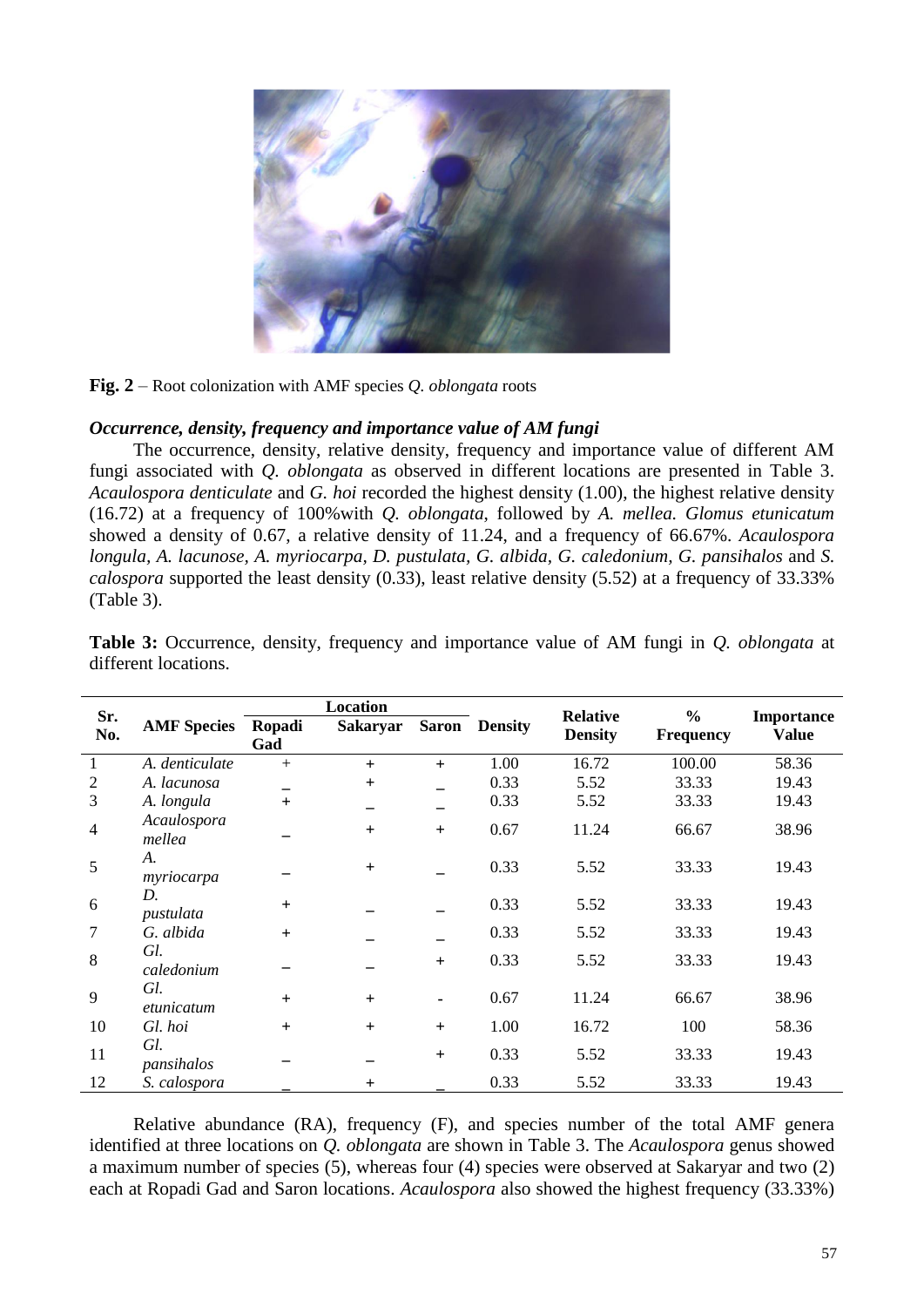**Fig. 2** – Root colonization with AMF species *Q. oblongata* roots

### *Occurrence, density, frequency and importance value of AM fungi*

The occurrence, density, relative density, frequency and importance value of different AM fungi associated with *Q. oblongata* as observed in different locations are presented in Table 3. *Acaulospora denticulate* and *G. hoi* recorded the highest density (1.00), the highest relative density (16.72) at a frequency of 100%with *Q. oblongata*, followed by *A. mellea. Glomus etunicatum* showed a density of 0.67, a relative density of 11.24, and a frequency of 66.67%. *Acaulospora longula*, *A. lacunose*, *A. myriocarpa*, *D. pustulata*, *G. albida*, *G. caledonium*, *G. pansihalos* and *S. calospora* supported the least density (0.33), least relative density (5.52) at a frequency of 33.33% (Table 3).

**Table 3:** Occurrence, density, frequency and importance value of AM fungi in *Q. oblongata* at different locations.

| Sr. No. | AMF Species | Location | | | Density | Relative Density | % Frequency | Importance Value |
|---|---|---|---|---|---|---|---|---|
| | | Ropadi Gad | Sakaryar | Saron | | | | |
| 1 | *A. denticulate* | + | + | + | 1.00 | 16.72 | 100.00 | 58.36 |
| 2 | *A. lacunosa* | _ | + | _ | 0.33 | 5.52 | 33.33 | 19.43 |
| 3 | *A. longula* | + | _ | _ | 0.33 | 5.52 | 33.33 | 19.43 |
| 4 | *Acaulospora mellea* | _ | + | + | 0.67 | 11.24 | 66.67 | 38.96 |
| 5 | *A. myriocarpa* | _ | + | _ | 0.33 | 5.52 | 33.33 | 19.43 |
| 6 | *D. pustulata* | + | _ | _ | 0.33 | 5.52 | 33.33 | 19.43 |
| 7 | *G. albida* | + | _ | _ | 0.33 | 5.52 | 33.33 | 19.43 |
| 8 | *Gl. caledonium* | _ | _ | + | 0.33 | 5.52 | 33.33 | 19.43 |
| 9 | *Gl. etunicatum* | + | + | - | 0.67 | 11.24 | 66.67 | 38.96 |
| 10 | *Gl. hoi* | + | + | + | 1.00 | 16.72 | 100 | 58.36 |
| 11 | *Gl. pansihalos* | _ | _ | + | 0.33 | 5.52 | 33.33 | 19.43 |
| 12 | *S. calospora* | _ | + | _ | 0.33 | 5.52 | 33.33 | 19.43 |

Relative abundance (RA), frequency (F), and species number of the total AMF genera identified at three locations on *Q. oblongata* are shown in Table 3. The *Acaulospora* genus showed a maximum number of species (5), whereas four (4) species were observed at Sakaryar and two (2) each at Ropadi Gad and Saron locations. *Acaulospora* also showed the highest frequency (33.33%)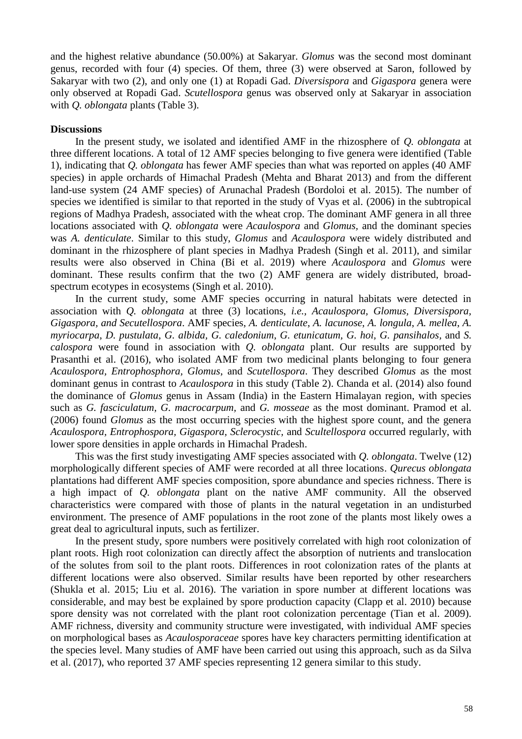and the highest relative abundance (50.00%) at Sakaryar. *Glomus* was the second most dominant genus, recorded with four (4) species. Of them, three (3) were observed at Saron, followed by Sakaryar with two (2), and only one (1) at Ropadi Gad. *Diversispora* and *Gigaspora* genera were only observed at Ropadi Gad. *Scutellospora* genus was observed only at Sakaryar in association with *Q. oblongata* plants (Table 3).

**Discussions**

In the present study, we isolated and identified AMF in the rhizosphere of *Q. oblongata* at three different locations. A total of 12 AMF species belonging to five genera were identified (Table 1), indicating that *Q. oblongata* has fewer AMF species than what was reported on apples (40 AMF species) in apple orchards of Himachal Pradesh (Mehta and Bharat 2013) and from the different land-use system (24 AMF species) of Arunachal Pradesh (Bordoloi et al. 2015). The number of species we identified is similar to that reported in the study of Vyas et al. (2006) in the subtropical regions of Madhya Pradesh, associated with the wheat crop. The dominant AMF genera in all three locations associated with *Q. oblongata* were *Acaulospora* and *Glomus*, and the dominant species was *A. denticulate*. Similar to this study, *Glomus* and *Acaulospora* were widely distributed and dominant in the rhizosphere of plant species in Madhya Pradesh (Singh et al. 2011), and similar results were also observed in China (Bi et al. 2019) where *Acaulospora* and *Glomus* were dominant. These results confirm that the two (2) AMF genera are widely distributed, broad-spectrum ecotypes in ecosystems (Singh et al. 2010).

In the current study, some AMF species occurring in natural habitats were detected in association with *Q. oblongata* at three (3) locations, *i.e., Acaulospora, Glomus, Diversispora, Gigaspora, and Secutellospora*. AMF species, *A. denticulate*, *A. lacunose*, *A. longula*, *A. mellea*, *A. myriocarpa*, *D. pustulata*, *G. albida*, *G. caledonium*, *G. etunicatum*, *G. hoi*, *G. pansihalos*, and *S. calospora* were found in association with *Q. oblongata* plant. Our results are supported by Prasanthi et al. (2016), who isolated AMF from two medicinal plants belonging to four genera *Acaulospora, Entrophosphora, Glomus*, and *Scutellospora*. They described *Glomus* as the most dominant genus in contrast to *Acaulospora* in this study (Table 2). Chanda et al. (2014) also found the dominance of *Glomus* genus in Assam (India) in the Eastern Himalayan region, with species such as *G. fasciculatum, G. macrocarpum,* and *G. mosseae* as the most dominant. Pramod et al. (2006) found *Glomus* as the most occurring species with the highest spore count, and the genera *Acaulospora, Entrophospora, Gigaspora, Sclerocystic*, and *Scultellospora* occurred regularly, with lower spore densities in apple orchards in Himachal Pradesh.

This was the first study investigating AMF species associated with *Q. oblongata*. Twelve (12) morphologically different species of AMF were recorded at all three locations. *Qurecus oblongata* plantations had different AMF species composition, spore abundance and species richness. There is a high impact of *Q. oblongata* plant on the native AMF community. All the observed characteristics were compared with those of plants in the natural vegetation in an undisturbed environment. The presence of AMF populations in the root zone of the plants most likely owes a great deal to agricultural inputs, such as fertilizer.

In the present study, spore numbers were positively correlated with high root colonization of plant roots. High root colonization can directly affect the absorption of nutrients and translocation of the solutes from soil to the plant roots. Differences in root colonization rates of the plants at different locations were also observed. Similar results have been reported by other researchers (Shukla et al. 2015; Liu et al. 2016). The variation in spore number at different locations was considerable, and may best be explained by spore production capacity (Clapp et al. 2010) because spore density was not correlated with the plant root colonization percentage (Tian et al. 2009). AMF richness, diversity and community structure were investigated, with individual AMF species on morphological bases as *Acaulosporaceae* spores have key characters permitting identification at the species level. Many studies of AMF have been carried out using this approach, such as da Silva et al. (2017), who reported 37 AMF species representing 12 genera similar to this study.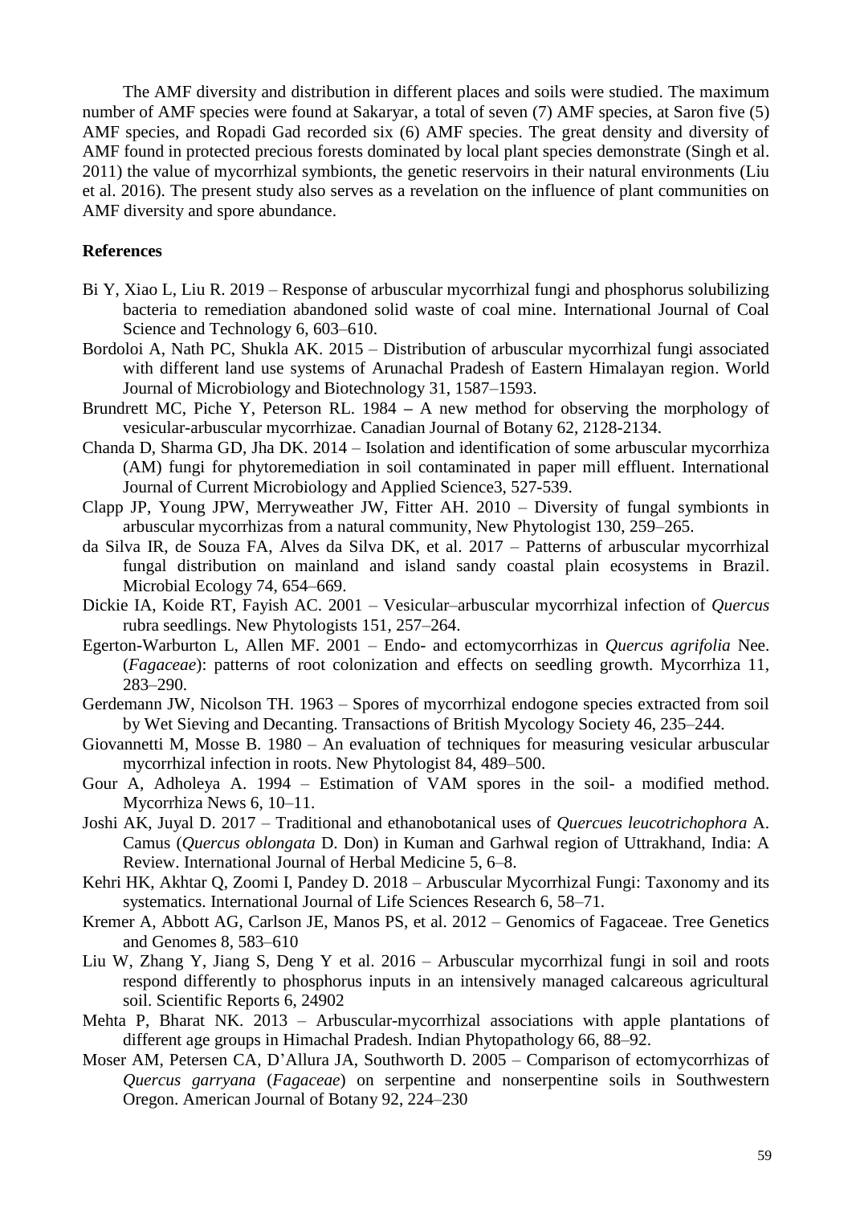The AMF diversity and distribution in different places and soils were studied. The maximum number of AMF species were found at Sakaryar, a total of seven (7) AMF species, at Saron five (5) AMF species, and Ropadi Gad recorded six (6) AMF species. The great density and diversity of AMF found in protected precious forests dominated by local plant species demonstrate (Singh et al. 2011) the value of mycorrhizal symbionts, the genetic reservoirs in their natural environments (Liu et al. 2016). The present study also serves as a revelation on the influence of plant communities on AMF diversity and spore abundance.

**References**

Bi Y, Xiao L, Liu R. 2019 – Response of arbuscular mycorrhizal fungi and phosphorus solubilizing bacteria to remediation abandoned solid waste of coal mine. International Journal of Coal Science and Technology 6, 603–610.

Bordoloi A, Nath PC, Shukla AK. 2015 – Distribution of arbuscular mycorrhizal fungi associated with different land use systems of Arunachal Pradesh of Eastern Himalayan region. World Journal of Microbiology and Biotechnology 31, 1587–1593.

Brundrett MC, Piche Y, Peterson RL. 1984 **–** A new method for observing the morphology of vesicular-arbuscular mycorrhizae. Canadian Journal of Botany 62, 2128-2134.

Chanda D, Sharma GD, Jha DK. 2014 – Isolation and identification of some arbuscular mycorrhiza (AM) fungi for phytoremediation in soil contaminated in paper mill effluent. International Journal of Current Microbiology and Applied Science3, 527-539.

Clapp JP, Young JPW, Merryweather JW, Fitter AH. 2010 – Diversity of fungal symbionts in arbuscular mycorrhizas from a natural community, New Phytologist 130, 259–265.

da Silva IR, de Souza FA, Alves da Silva DK, et al. 2017 – Patterns of arbuscular mycorrhizal fungal distribution on mainland and island sandy coastal plain ecosystems in Brazil. Microbial Ecology 74, 654–669.

Dickie IA, Koide RT, Fayish AC. 2001 – Vesicular–arbuscular mycorrhizal infection of *Quercus* rubra seedlings. New Phytologists 151, 257–264.

Egerton-Warburton L, Allen MF. 2001 – Endo- and ectomycorrhizas in *Quercus agrifolia* Nee. (*Fagaceae*): patterns of root colonization and effects on seedling growth. Mycorrhiza 11, 283–290.

Gerdemann JW, Nicolson TH. 1963 – Spores of mycorrhizal endogone species extracted from soil by Wet Sieving and Decanting. Transactions of British Mycology Society 46, 235–244.

Giovannetti M, Mosse B. 1980 – An evaluation of techniques for measuring vesicular arbuscular mycorrhizal infection in roots. New Phytologist 84, 489–500.

Gour A, Adholeya A. 1994 – Estimation of VAM spores in the soil- a modified method. Mycorrhiza News 6, 10–11.

Joshi AK, Juyal D. 2017 – Traditional and ethanobotanical uses of *Quercues leucotrichophora* A. Camus (*Quercus oblongata* D. Don) in Kuman and Garhwal region of Uttrakhand, India: A Review. International Journal of Herbal Medicine 5, 6–8.

Kehri HK, Akhtar Q, Zoomi I, Pandey D. 2018 – Arbuscular Mycorrhizal Fungi: Taxonomy and its systematics. International Journal of Life Sciences Research 6, 58–71.

Kremer A, Abbott AG, Carlson JE, Manos PS, et al. 2012 – Genomics of Fagaceae. Tree Genetics and Genomes 8, 583–610

Liu W, Zhang Y, Jiang S, Deng Y et al. 2016 – Arbuscular mycorrhizal fungi in soil and roots respond differently to phosphorus inputs in an intensively managed calcareous agricultural soil. Scientific Reports 6, 24902

Mehta P, Bharat NK. 2013 – Arbuscular-mycorrhizal associations with apple plantations of different age groups in Himachal Pradesh. Indian Phytopathology 66, 88–92.

Moser AM, Petersen CA, D'Allura JA, Southworth D. 2005 – Comparison of ectomycorrhizas of *Quercus garryana* (*Fagaceae*) on serpentine and nonserpentine soils in Southwestern Oregon. American Journal of Botany 92, 224–230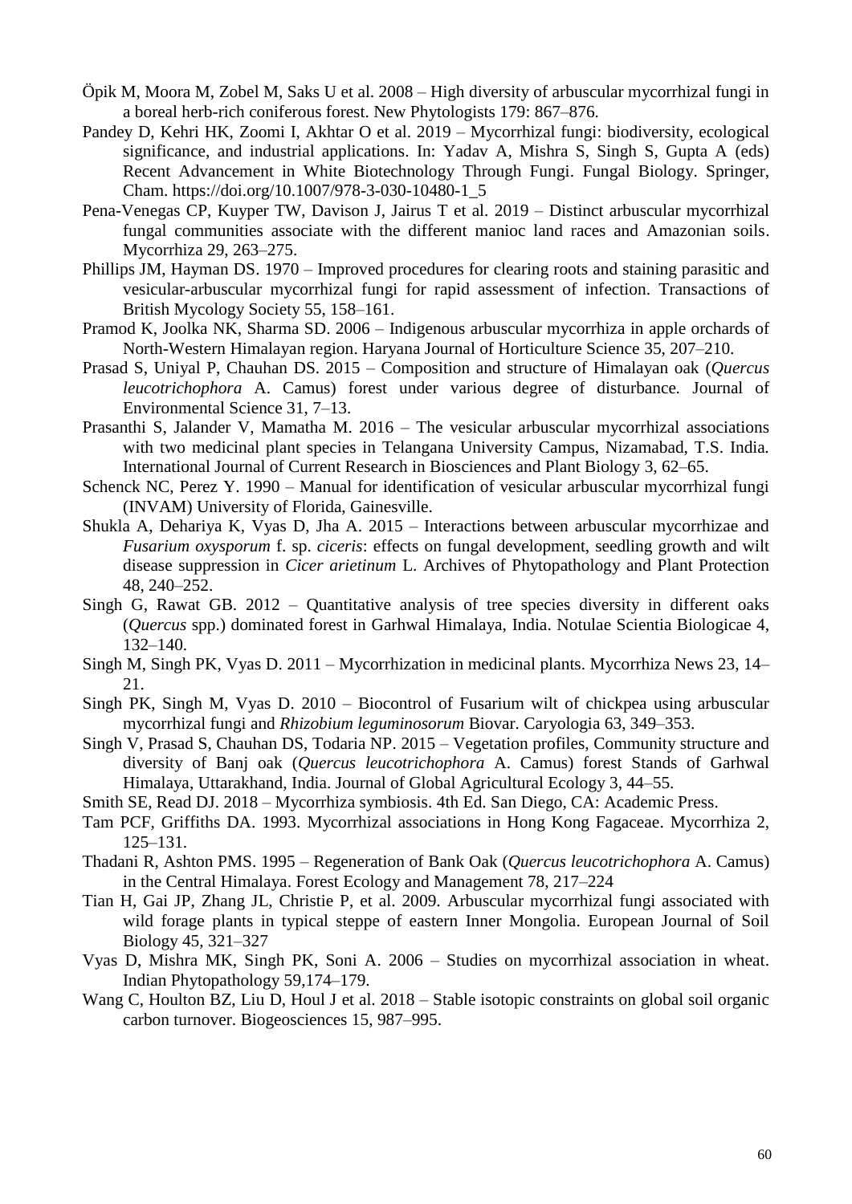Öpik M, Moora M, Zobel M, Saks U et al. 2008 – High diversity of arbuscular mycorrhizal fungi in a boreal herb-rich coniferous forest. New Phytologists 179: 867–876.

Pandey D, Kehri HK, Zoomi I, Akhtar O et al. 2019 – Mycorrhizal fungi: biodiversity, ecological significance, and industrial applications. In: Yadav A, Mishra S, Singh S, Gupta A (eds) Recent Advancement in White Biotechnology Through Fungi. Fungal Biology. Springer, Cham. https://doi.org/10.1007/978-3-030-10480-1_5

Pena-Venegas CP, Kuyper TW, Davison J, Jairus T et al. 2019 – Distinct arbuscular mycorrhizal fungal communities associate with the different manioc land races and Amazonian soils. Mycorrhiza 29, 263–275.

Phillips JM, Hayman DS. 1970 – Improved procedures for clearing roots and staining parasitic and vesicular-arbuscular mycorrhizal fungi for rapid assessment of infection. Transactions of British Mycology Society 55, 158–161.

Pramod K, Joolka NK, Sharma SD. 2006 – Indigenous arbuscular mycorrhiza in apple orchards of North-Western Himalayan region. Haryana Journal of Horticulture Science 35, 207–210.

Prasad S, Uniyal P, Chauhan DS. 2015 – Composition and structure of Himalayan oak (*Quercus leucotrichophora* A. Camus) forest under various degree of disturbance. Journal of Environmental Science 31, 7–13.

Prasanthi S, Jalander V, Mamatha M. 2016 – The vesicular arbuscular mycorrhizal associations with two medicinal plant species in Telangana University Campus, Nizamabad, T.S. India. International Journal of Current Research in Biosciences and Plant Biology 3, 62–65.

Schenck NC, Perez Y. 1990 – Manual for identification of vesicular arbuscular mycorrhizal fungi (INVAM) University of Florida, Gainesville.

Shukla A, Dehariya K, Vyas D, Jha A. 2015 – Interactions between arbuscular mycorrhizae and *Fusarium oxysporum* f. sp. *ciceris*: effects on fungal development, seedling growth and wilt disease suppression in *Cicer arietinum* L. Archives of Phytopathology and Plant Protection 48, 240–252.

Singh G, Rawat GB. 2012 – Quantitative analysis of tree species diversity in different oaks (*Quercus* spp.) dominated forest in Garhwal Himalaya, India. Notulae Scientia Biologicae 4, 132–140.

Singh M, Singh PK, Vyas D. 2011 – Mycorrhization in medicinal plants. Mycorrhiza News 23, 14–21.

Singh PK, Singh M, Vyas D. 2010 – Biocontrol of Fusarium wilt of chickpea using arbuscular mycorrhizal fungi and *Rhizobium leguminosorum* Biovar. Caryologia 63, 349–353.

Singh V, Prasad S, Chauhan DS, Todaria NP. 2015 – Vegetation profiles, Community structure and diversity of Banj oak (*Quercus leucotrichophora* A. Camus) forest Stands of Garhwal Himalaya, Uttarakhand, India. Journal of Global Agricultural Ecology 3, 44–55.

Smith SE, Read DJ. 2018 – Mycorrhiza symbiosis. 4th Ed. San Diego, CA: Academic Press.

Tam PCF, Griffiths DA. 1993. Mycorrhizal associations in Hong Kong Fagaceae. Mycorrhiza 2, 125–131.

Thadani R, Ashton PMS. 1995 – Regeneration of Bank Oak (*Quercus leucotrichophora* A. Camus) in the Central Himalaya. Forest Ecology and Management 78, 217–224

Tian H, Gai JP, Zhang JL, Christie P, et al. 2009. Arbuscular mycorrhizal fungi associated with wild forage plants in typical steppe of eastern Inner Mongolia. European Journal of Soil Biology 45, 321–327

Vyas D, Mishra MK, Singh PK, Soni A. 2006 – Studies on mycorrhizal association in wheat. Indian Phytopathology 59,174–179.

Wang C, Houlton BZ, Liu D, Houl J et al. 2018 – Stable isotopic constraints on global soil organic carbon turnover. Biogeosciences 15, 987–995.